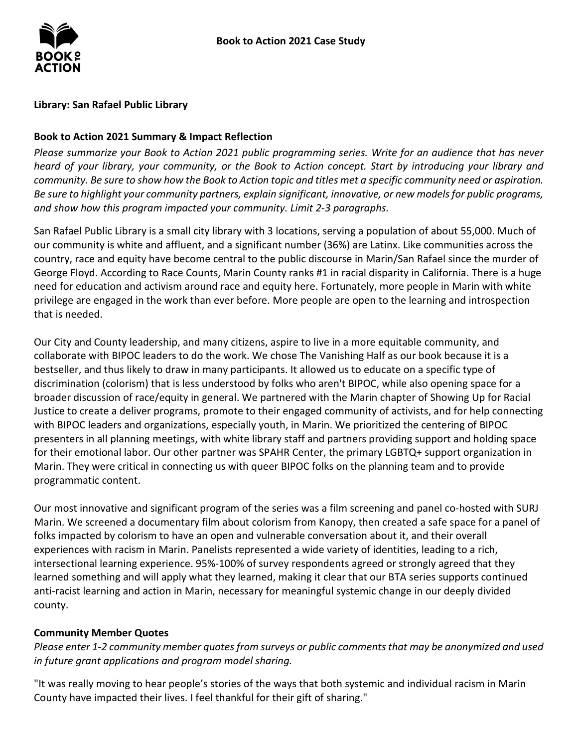# Book to Action 2021 Case Study

**Library: San Rafael Public Library**

## Book to Action 2021 Summary & Impact Reflection

*Please summarize your Book to Action 2021 public programming series. Write for an audience that has never heard of your library, your community, or the Book to Action concept. Start by introducing your library and community. Be sure to show how the Book to Action topic and titles met a specific community need or aspiration. Be sure to highlight your community partners, explain significant, innovative, or new models for public programs, and show how this program impacted your community. Limit 2-3 paragraphs.*

San Rafael Public Library is a small city library with 3 locations, serving a population of about 55,000. Much of our community is white and affluent, and a significant number (36%) are Latinx. Like communities across the country, race and equity have become central to the public discourse in Marin/San Rafael since the murder of George Floyd. According to Race Counts, Marin County ranks #1 in racial disparity in California. There is a huge need for education and activism around race and equity here. Fortunately, more people in Marin with white privilege are engaged in the work than ever before. More people are open to the learning and introspection that is needed.

Our City and County leadership, and many citizens, aspire to live in a more equitable community, and collaborate with BIPOC leaders to do the work. We chose The Vanishing Half as our book because it is a bestseller, and thus likely to draw in many participants. It allowed us to educate on a specific type of discrimination (colorism) that is less understood by folks who aren't BIPOC, while also opening space for a broader discussion of race/equity in general. We partnered with the Marin chapter of Showing Up for Racial Justice to create a deliver programs, promote to their engaged community of activists, and for help connecting with BIPOC leaders and organizations, especially youth, in Marin. We prioritized the centering of BIPOC presenters in all planning meetings, with white library staff and partners providing support and holding space for their emotional labor. Our other partner was SPAHR Center, the primary LGBTQ+ support organization in Marin. They were critical in connecting us with queer BIPOC folks on the planning team and to provide programmatic content.

Our most innovative and significant program of the series was a film screening and panel co-hosted with SURJ Marin. We screened a documentary film about colorism from Kanopy, then created a safe space for a panel of folks impacted by colorism to have an open and vulnerable conversation about it, and their overall experiences with racism in Marin. Panelists represented a wide variety of identities, leading to a rich, intersectional learning experience. 95%-100% of survey respondents agreed or strongly agreed that they learned something and will apply what they learned, making it clear that our BTA series supports continued anti-racist learning and action in Marin, necessary for meaningful systemic change in our deeply divided county.

## Community Member Quotes

*Please enter 1-2 community member quotes from surveys or public comments that may be anonymized and used in future grant applications and program model sharing.*

"It was really moving to hear people's stories of the ways that both systemic and individual racism in Marin County have impacted their lives. I feel thankful for their gift of sharing."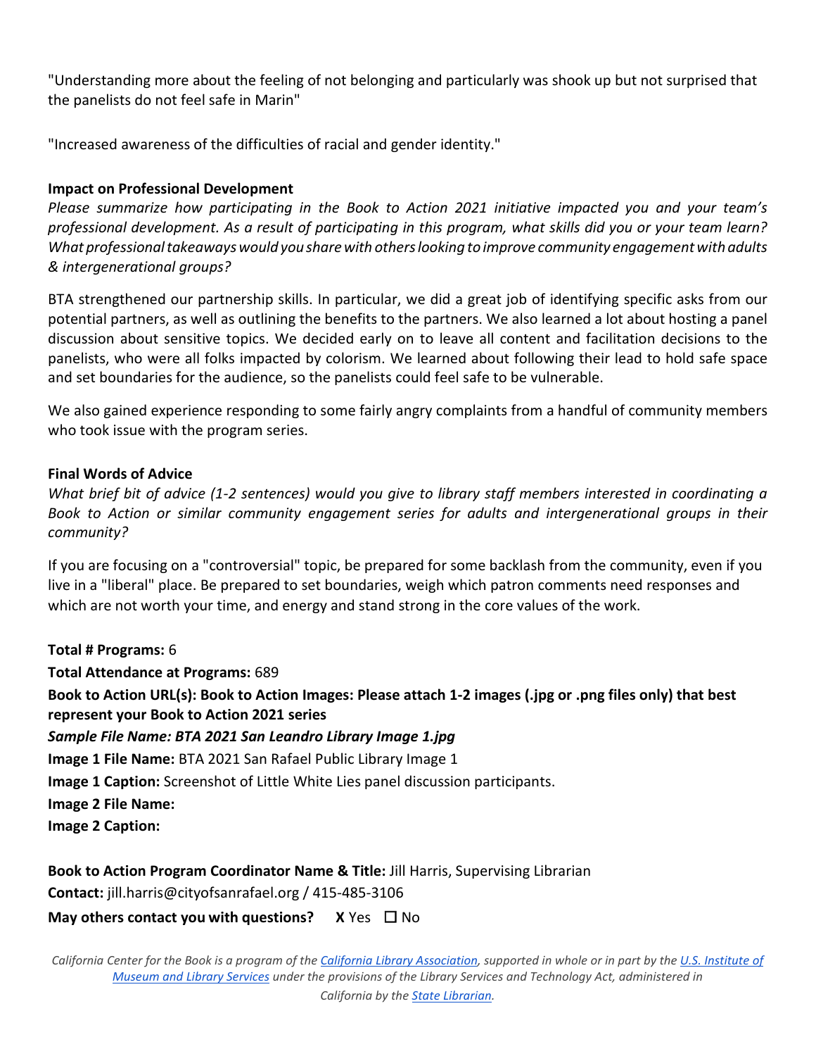"Understanding more about the feeling of not belonging and particularly was shook up but not surprised that the panelists do not feel safe in Marin"

"Increased awareness of the difficulties of racial and gender identity."

**Impact on Professional Development**

*Please summarize how participating in the Book to Action 2021 initiative impacted you and your team's professional development. As a result of participating in this program, what skills did you or your team learn? What professional takeaways would you share with others looking to improve community engagement with adults & intergenerational groups?*

BTA strengthened our partnership skills. In particular, we did a great job of identifying specific asks from our potential partners, as well as outlining the benefits to the partners. We also learned a lot about hosting a panel discussion about sensitive topics. We decided early on to leave all content and facilitation decisions to the panelists, who were all folks impacted by colorism. We learned about following their lead to hold safe space and set boundaries for the audience, so the panelists could feel safe to be vulnerable.

We also gained experience responding to some fairly angry complaints from a handful of community members who took issue with the program series.

**Final Words of Advice**

*What brief bit of advice (1-2 sentences) would you give to library staff members interested in coordinating a Book to Action or similar community engagement series for adults and intergenerational groups in their community?*

If you are focusing on a "controversial" topic, be prepared for some backlash from the community, even if you live in a "liberal" place. Be prepared to set boundaries, weigh which patron comments need responses and which are not worth your time, and energy and stand strong in the core values of the work.

**Total # Programs:** 6

**Total Attendance at Programs:** 689

**Book to Action URL(s): Book to Action Images: Please attach 1-2 images (.jpg or .png files only) that best represent your Book to Action 2021 series**

***Sample File Name: BTA 2021 San Leandro Library Image 1.jpg***

**Image 1 File Name:** BTA 2021 San Rafael Public Library Image 1

**Image 1 Caption:** Screenshot of Little White Lies panel discussion participants.

**Image 2 File Name:**

**Image 2 Caption:**

**Book to Action Program Coordinator Name & Title:** Jill Harris, Supervising Librarian

**Contact:** jill.harris@cityofsanrafael.org / 415-485-3106

**May others contact you with questions?** **X** Yes ☐ No

*California Center for the Book is a program of the California Library Association, supported in whole or in part by the U.S. Institute of Museum and Library Services under the provisions of the Library Services and Technology Act, administered in California by the State Librarian.*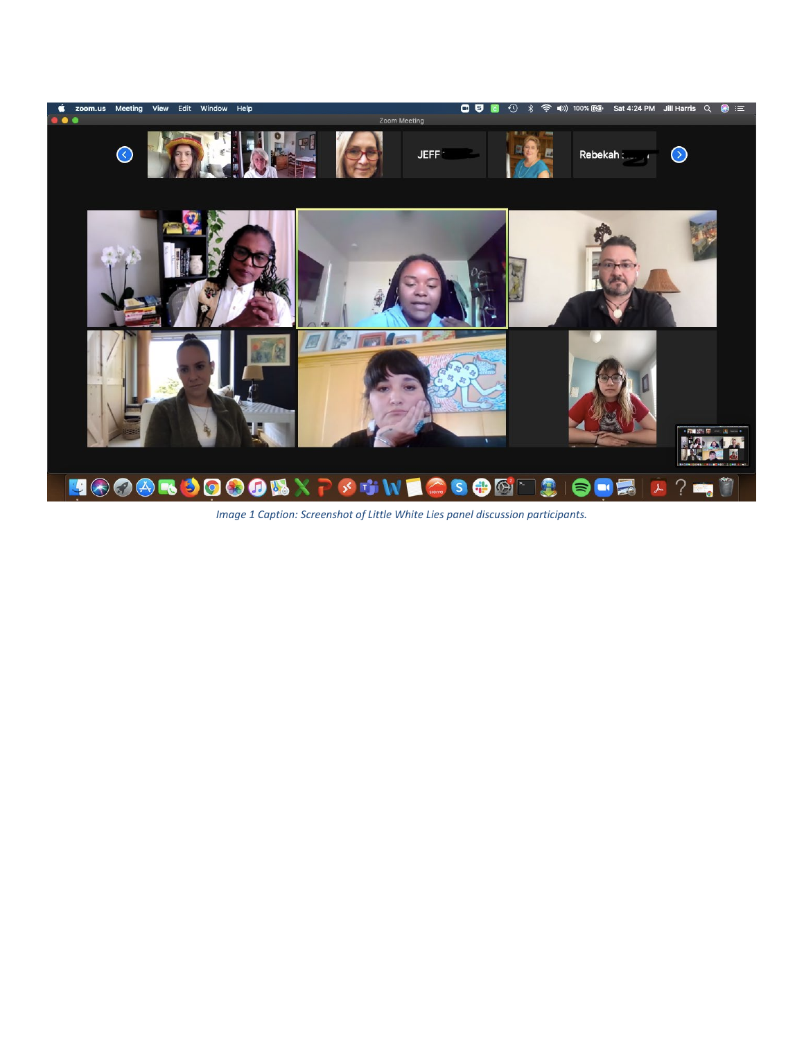Image 1 Caption: Screenshot of Little White Lies panel discussion participants.